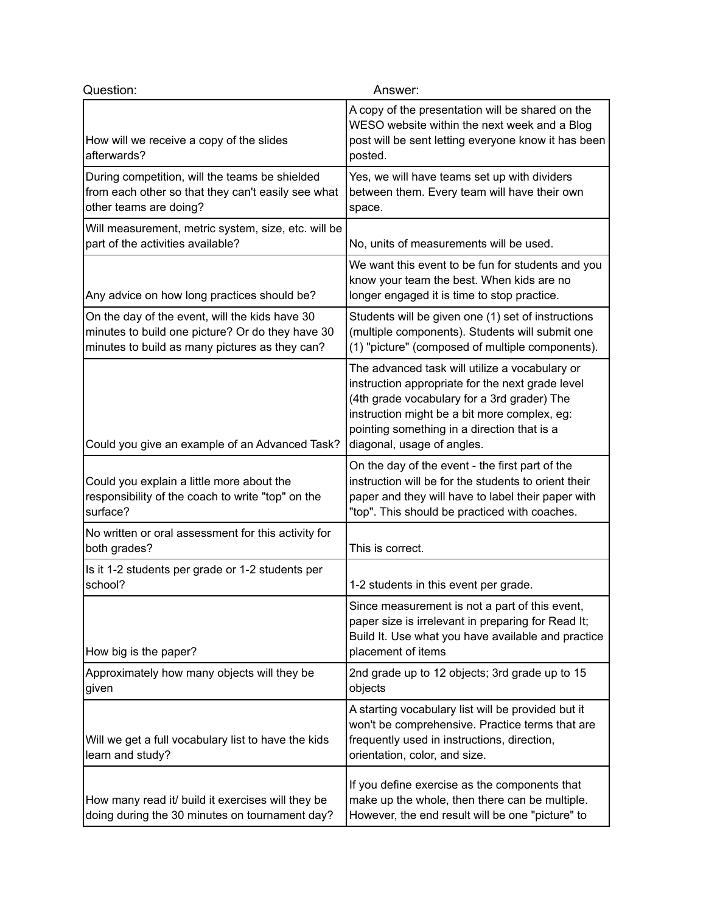| Question: | Answer: |
| --- | --- |
| How will we receive a copy of the slides afterwards? | A copy of the presentation will be shared on the WESO website within the next week and a Blog post will be sent letting everyone know it has been posted. |
| During competition, will the teams be shielded from each other so that they can't easily see what other teams are doing? | Yes, we will have teams set up with dividers between them. Every team will have their own space. |
| Will measurement, metric system, size, etc. will be part of the activities available? | No, units of measurements will be used. |
| Any advice on how long practices should be? | We want this event to be fun for students and you know your team the best. When kids are no longer engaged it is time to stop practice. |
| On the day of the event, will the kids have 30 minutes to build one picture? Or do they have 30 minutes to build as many pictures as they can? | Students will be given one (1) set of instructions (multiple components). Students will submit one (1) "picture" (composed of multiple components). |
| Could you give an example of an Advanced Task? | The advanced task will utilize a vocabulary or instruction appropriate for the next grade level (4th grade vocabulary for a 3rd grader) The instruction might be a bit more complex, eg: pointing something in a direction that is a diagonal, usage of angles. |
| Could you explain a little more about the responsibility of the coach to write "top" on the surface? | On the day of the event - the first part of the instruction will be for the students to orient their paper and they will have to label their paper with "top". This should be practiced with coaches. |
| No written or oral assessment for this activity for both grades? | This is correct. |
| Is it 1-2 students per grade or 1-2 students per school? | 1-2 students in this event per grade. |
| How big is the paper? | Since measurement is not a part of this event, paper size is irrelevant in preparing for Read It; Build It. Use what you have available and practice placement of items |
| Approximately how many objects will they be given | 2nd grade up to 12 objects; 3rd grade up to 15 objects |
| Will we get a full vocabulary list to have the kids learn and study? | A starting vocabulary list will be provided but it won't be comprehensive. Practice terms that are frequently used in instructions, direction, orientation, color, and size. |
| How many read it/ build it exercises will they be doing during the 30 minutes on tournament day? | If you define exercise as the components that make up the whole, then there can be multiple. However, the end result will be one "picture" to |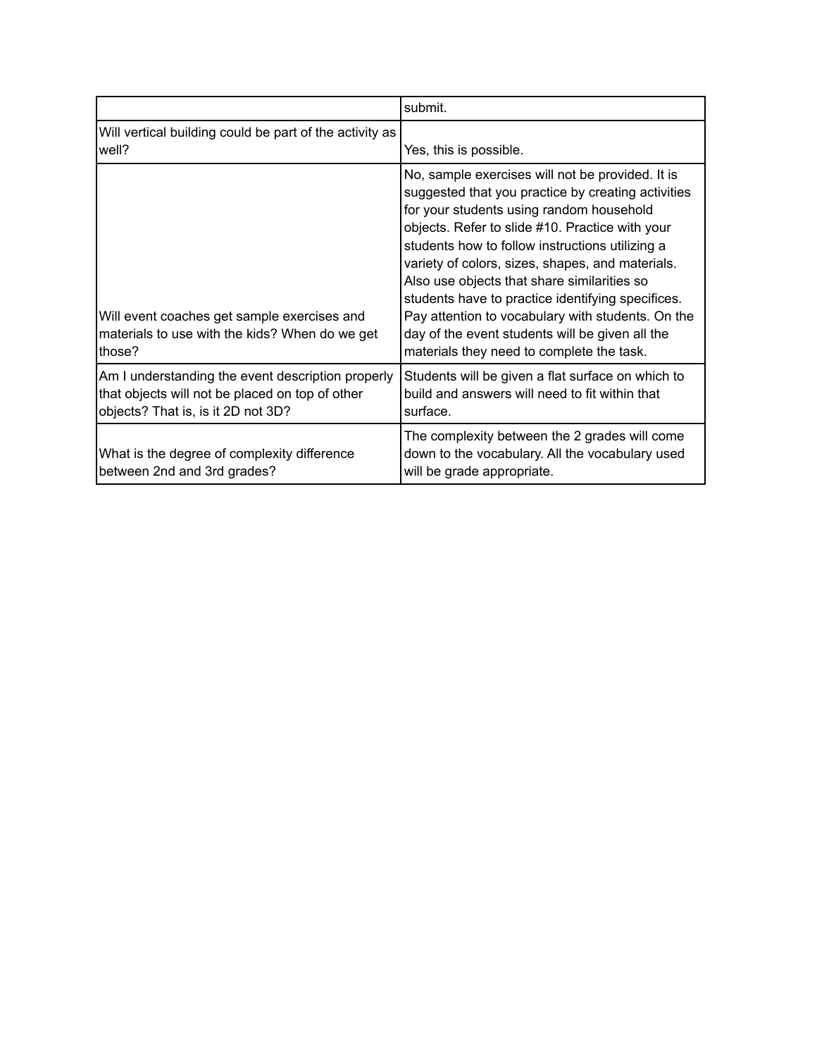| | |
|---|---|
| | submit. |
| Will vertical building could be part of the activity as well? | Yes, this is possible. |
| Will event coaches get sample exercises and materials to use with the kids? When do we get those? | No, sample exercises will not be provided. It is suggested that you practice by creating activities for your students using random household objects. Refer to slide #10. Practice with your students how to follow instructions utilizing a variety of colors, sizes, shapes, and materials. Also use objects that share similarities so students have to practice identifying specifices. Pay attention to vocabulary with students. On the day of the event students will be given all the materials they need to complete the task. |
| Am I understanding the event description properly that objects will not be placed on top of other objects? That is, is it 2D not 3D? | Students will be given a flat surface on which to build and answers will need to fit within that surface. |
| What is the degree of complexity difference between 2nd and 3rd grades? | The complexity between the 2 grades will come down to the vocabulary. All the vocabulary used will be grade appropriate. |